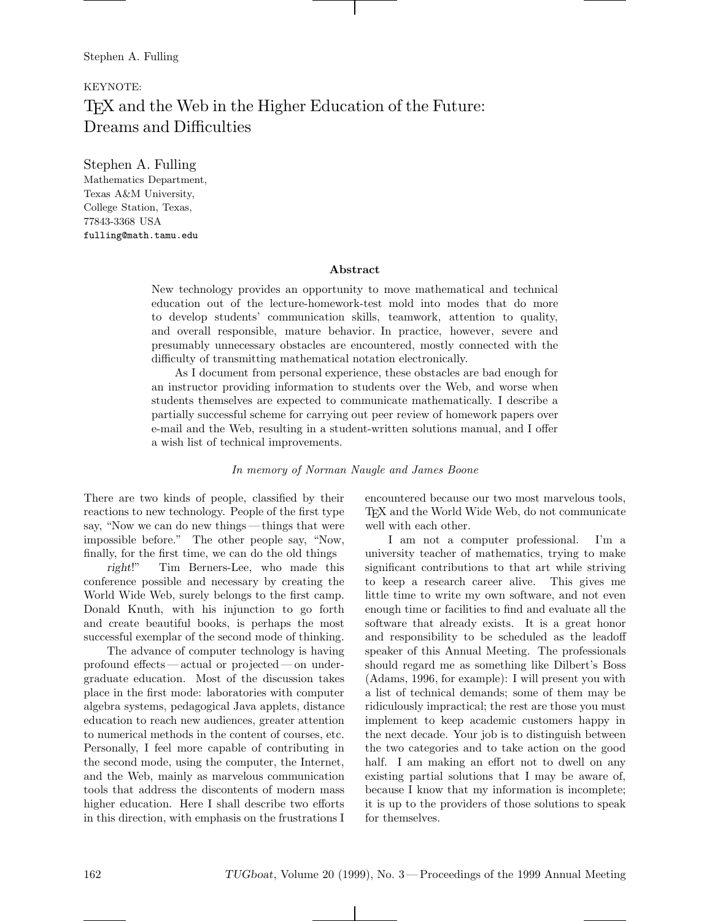KEYNOTE:

# TEX and the Web in the Higher Education of the Future: Dreams and Difficulties

Stephen A. Fulling
Mathematics Department,
Texas A&M University,
College Station, Texas,
77843-3368 USA
fulling@math.tamu.edu

### Abstract

New technology provides an opportunity to move mathematical and technical education out of the lecture-homework-test mold into modes that do more to develop students' communication skills, teamwork, attention to quality, and overall responsible, mature behavior. In practice, however, severe and presumably unnecessary obstacles are encountered, mostly connected with the difficulty of transmitting mathematical notation electronically.

As I document from personal experience, these obstacles are bad enough for an instructor providing information to students over the Web, and worse when students themselves are expected to communicate mathematically. I describe a partially successful scheme for carrying out peer review of homework papers over e-mail and the Web, resulting in a student-written solutions manual, and I offer a wish list of technical improvements.

*In memory of Norman Naugle and James Boone*

There are two kinds of people, classified by their reactions to new technology. People of the first type say, "Now we can do new things — things that were impossible before." The other people say, "Now, finally, for the first time, we can do the old things *right*!" Tim Berners-Lee, who made this conference possible and necessary by creating the World Wide Web, surely belongs to the first camp. Donald Knuth, with his injunction to go forth and create beautiful books, is perhaps the most successful exemplar of the second mode of thinking.

The advance of computer technology is having profound effects — actual or projected — on undergraduate education. Most of the discussion takes place in the first mode: laboratories with computer algebra systems, pedagogical Java applets, distance education to reach new audiences, greater attention to numerical methods in the content of courses, etc. Personally, I feel more capable of contributing in the second mode, using the computer, the Internet, and the Web, mainly as marvelous communication tools that address the discontents of modern mass higher education. Here I shall describe two efforts in this direction, with emphasis on the frustrations I encountered because our two most marvelous tools, TEX and the World Wide Web, do not communicate well with each other.

I am not a computer professional. I'm a university teacher of mathematics, trying to make significant contributions to that art while striving to keep a research career alive. This gives me little time to write my own software, and not even enough time or facilities to find and evaluate all the software that already exists. It is a great honor and responsibility to be scheduled as the leadoff speaker of this Annual Meeting. The professionals should regard me as something like Dilbert's Boss (Adams, 1996, for example): I will present you with a list of technical demands; some of them may be ridiculously impractical; the rest are those you must implement to keep academic customers happy in the next decade. Your job is to distinguish between the two categories and to take action on the good half. I am making an effort not to dwell on any existing partial solutions that I may be aware of, because I know that my information is incomplete; it is up to the providers of those solutions to speak for themselves.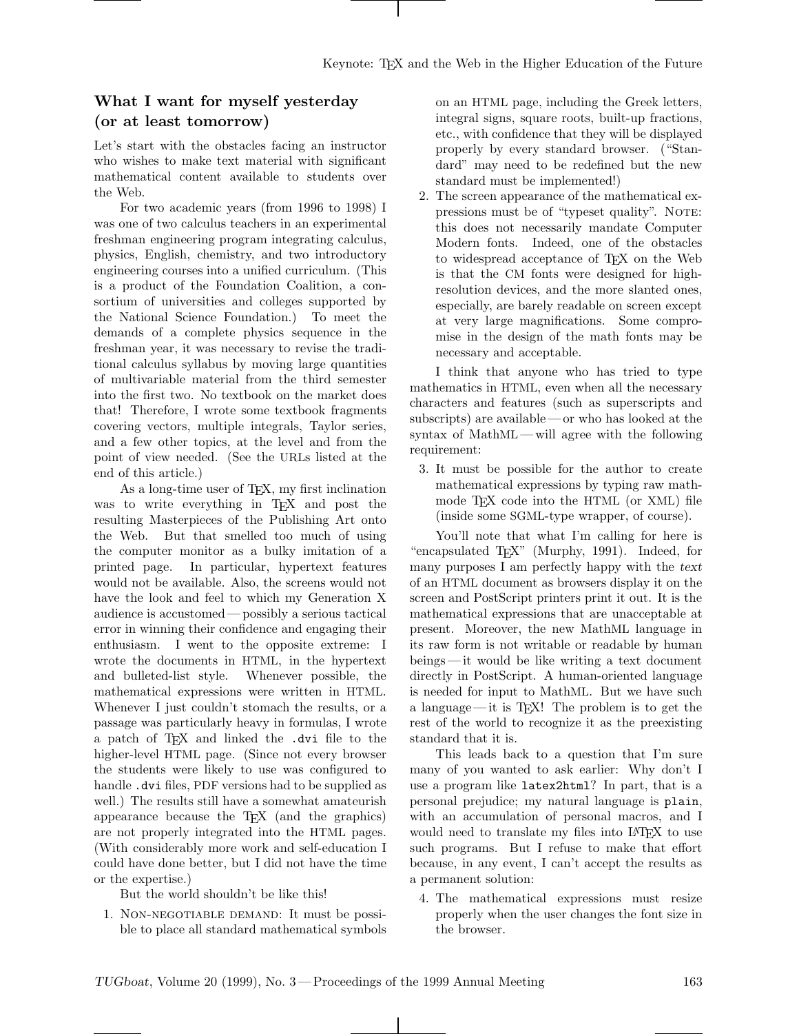## What I want for myself yesterday (or at least tomorrow)

Let's start with the obstacles facing an instructor who wishes to make text material with significant mathematical content available to students over the Web.

For two academic years (from 1996 to 1998) I was one of two calculus teachers in an experimental freshman engineering program integrating calculus, physics, English, chemistry, and two introductory engineering courses into a unified curriculum. (This is a product of the Foundation Coalition, a consortium of universities and colleges supported by the National Science Foundation.) To meet the demands of a complete physics sequence in the freshman year, it was necessary to revise the traditional calculus syllabus by moving large quantities of multivariable material from the third semester into the first two. No textbook on the market does that! Therefore, I wrote some textbook fragments covering vectors, multiple integrals, Taylor series, and a few other topics, at the level and from the point of view needed. (See the URLs listed at the end of this article.)

As a long-time user of TeX, my first inclination was to write everything in TeX and post the resulting Masterpieces of the Publishing Art onto the Web. But that smelled too much of using the computer monitor as a bulky imitation of a printed page. In particular, hypertext features would not be available. Also, the screens would not have the look and feel to which my Generation X audience is accustomed — possibly a serious tactical error in winning their confidence and engaging their enthusiasm. I went to the opposite extreme: I wrote the documents in HTML, in the hypertext and bulleted-list style. Whenever possible, the mathematical expressions were written in HTML. Whenever I just couldn't stomach the results, or a passage was particularly heavy in formulas, I wrote a patch of TeX and linked the `.dvi` file to the higher-level HTML page. (Since not every browser the students were likely to use was configured to handle `.dvi` files, PDF versions had to be supplied as well.) The results still have a somewhat amateurish appearance because the TeX (and the graphics) are not properly integrated into the HTML pages. (With considerably more work and self-education I could have done better, but I did not have the time or the expertise.)

But the world shouldn't be like this!

1. Non-negotiable demand: It must be possible to place all standard mathematical symbols on an HTML page, including the Greek letters, integral signs, square roots, built-up fractions, etc., with confidence that they will be displayed properly by every standard browser. ("Standard" may need to be redefined but the new standard must be implemented!)
2. The screen appearance of the mathematical expressions must be of "typeset quality". Note: this does not necessarily mandate Computer Modern fonts. Indeed, one of the obstacles to widespread acceptance of TeX on the Web is that the CM fonts were designed for high-resolution devices, and the more slanted ones, especially, are barely readable on screen except at very large magnifications. Some compromise in the design of the math fonts may be necessary and acceptable.

I think that anyone who has tried to type mathematics in HTML, even when all the necessary characters and features (such as superscripts and subscripts) are available — or who has looked at the syntax of MathML — will agree with the following requirement:

3. It must be possible for the author to create mathematical expressions by typing raw math-mode TeX code into the HTML (or XML) file (inside some SGML-type wrapper, of course).

You'll note that what I'm calling for here is "encapsulated TeX" (Murphy, 1991). Indeed, for many purposes I am perfectly happy with the *text* of an HTML document as browsers display it on the screen and PostScript printers print it out. It is the mathematical expressions that are unacceptable at present. Moreover, the new MathML language in its raw form is not writable or readable by human beings — it would be like writing a text document directly in PostScript. A human-oriented language is needed for input to MathML. But we have such a language — it is TeX! The problem is to get the rest of the world to recognize it as the preexisting standard that it is.

This leads back to a question that I'm sure many of you wanted to ask earlier: Why don't I use a program like `latex2html`? In part, that is a personal prejudice; my natural language is `plain`, with an accumulation of personal macros, and I would need to translate my files into LaTeX to use such programs. But I refuse to make that effort because, in any event, I can't accept the results as a permanent solution:

4. The mathematical expressions must resize properly when the user changes the font size in the browser.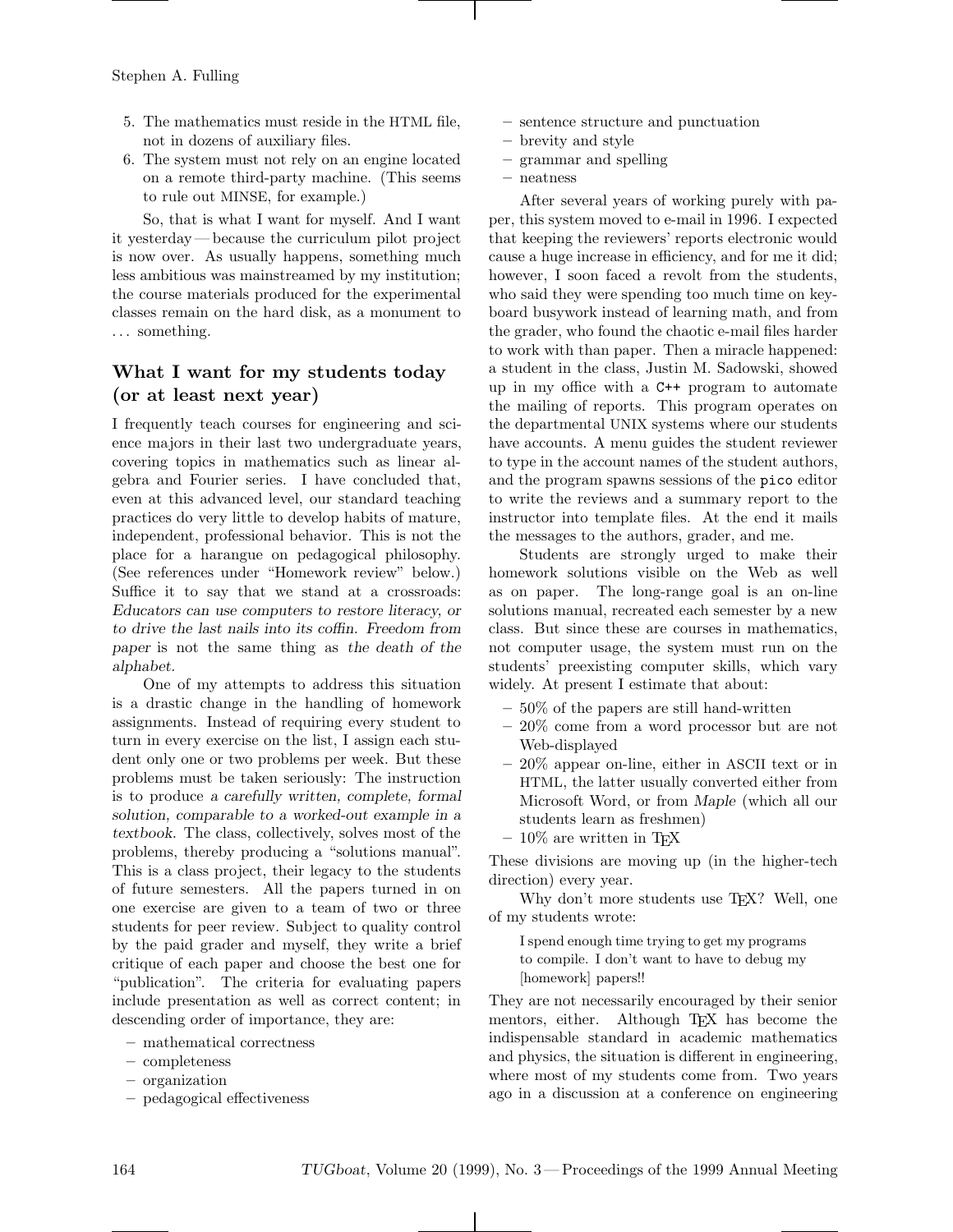5. The mathematics must reside in the HTML file, not in dozens of auxiliary files.
6. The system must not rely on an engine located on a remote third-party machine. (This seems to rule out MINSE, for example.)

So, that is what I want for myself. And I want it yesterday — because the curriculum pilot project is now over. As usually happens, something much less ambitious was mainstreamed by my institution; the course materials produced for the experimental classes remain on the hard disk, as a monument to ... something.

## What I want for my students today (or at least next year)

I frequently teach courses for engineering and science majors in their last two undergraduate years, covering topics in mathematics such as linear algebra and Fourier series. I have concluded that, even at this advanced level, our standard teaching practices do very little to develop habits of mature, independent, professional behavior. This is not the place for a harangue on pedagogical philosophy. (See references under "Homework review" below.) Suffice it to say that we stand at a crossroads: *Educators can use computers to restore literacy, or to drive the last nails into its coffin. Freedom from paper* is not the same thing as *the death of the alphabet.*

One of my attempts to address this situation is a drastic change in the handling of homework assignments. Instead of requiring every student to turn in every exercise on the list, I assign each student only one or two problems per week. But these problems must be taken seriously: The instruction is to produce *a carefully written, complete, formal solution, comparable to a worked-out example in a textbook.* The class, collectively, solves most of the problems, thereby producing a "solutions manual". This is a class project, their legacy to the students of future semesters. All the papers turned in on one exercise are given to a team of two or three students for peer review. Subject to quality control by the paid grader and myself, they write a brief critique of each paper and choose the best one for "publication". The criteria for evaluating papers include presentation as well as correct content; in descending order of importance, they are:

- mathematical correctness
- completeness
- organization
- pedagogical effectiveness
- sentence structure and punctuation
- brevity and style
- grammar and spelling
- neatness

After several years of working purely with paper, this system moved to e-mail in 1996. I expected that keeping the reviewers' reports electronic would cause a huge increase in efficiency, and for me it did; however, I soon faced a revolt from the students, who said they were spending too much time on keyboard busywork instead of learning math, and from the grader, who found the chaotic e-mail files harder to work with than paper. Then a miracle happened: a student in the class, Justin M. Sadowski, showed up in my office with a `C++` program to automate the mailing of reports. This program operates on the departmental UNIX systems where our students have accounts. A menu guides the student reviewer to type in the account names of the student authors, and the program spawns sessions of the `pico` editor to write the reviews and a summary report to the instructor into template files. At the end it mails the messages to the authors, grader, and me.

Students are strongly urged to make their homework solutions visible on the Web as well as on paper. The long-range goal is an on-line solutions manual, recreated each semester by a new class. But since these are courses in mathematics, not computer usage, the system must run on the students' preexisting computer skills, which vary widely. At present I estimate that about:

- 50% of the papers are still hand-written
- 20% come from a word processor but are not Web-displayed
- 20% appear on-line, either in ASCII text or in HTML, the latter usually converted either from Microsoft Word, or from *Maple* (which all our students learn as freshmen)
- 10% are written in TeX

These divisions are moving up (in the higher-tech direction) every year.

Why don't more students use TeX? Well, one of my students wrote:

> I spend enough time trying to get my programs to compile. I don't want to have to debug my [homework] papers!!

They are not necessarily encouraged by their senior mentors, either. Although TeX has become the indispensable standard in academic mathematics and physics, the situation is different in engineering, where most of my students come from. Two years ago in a discussion at a conference on engineering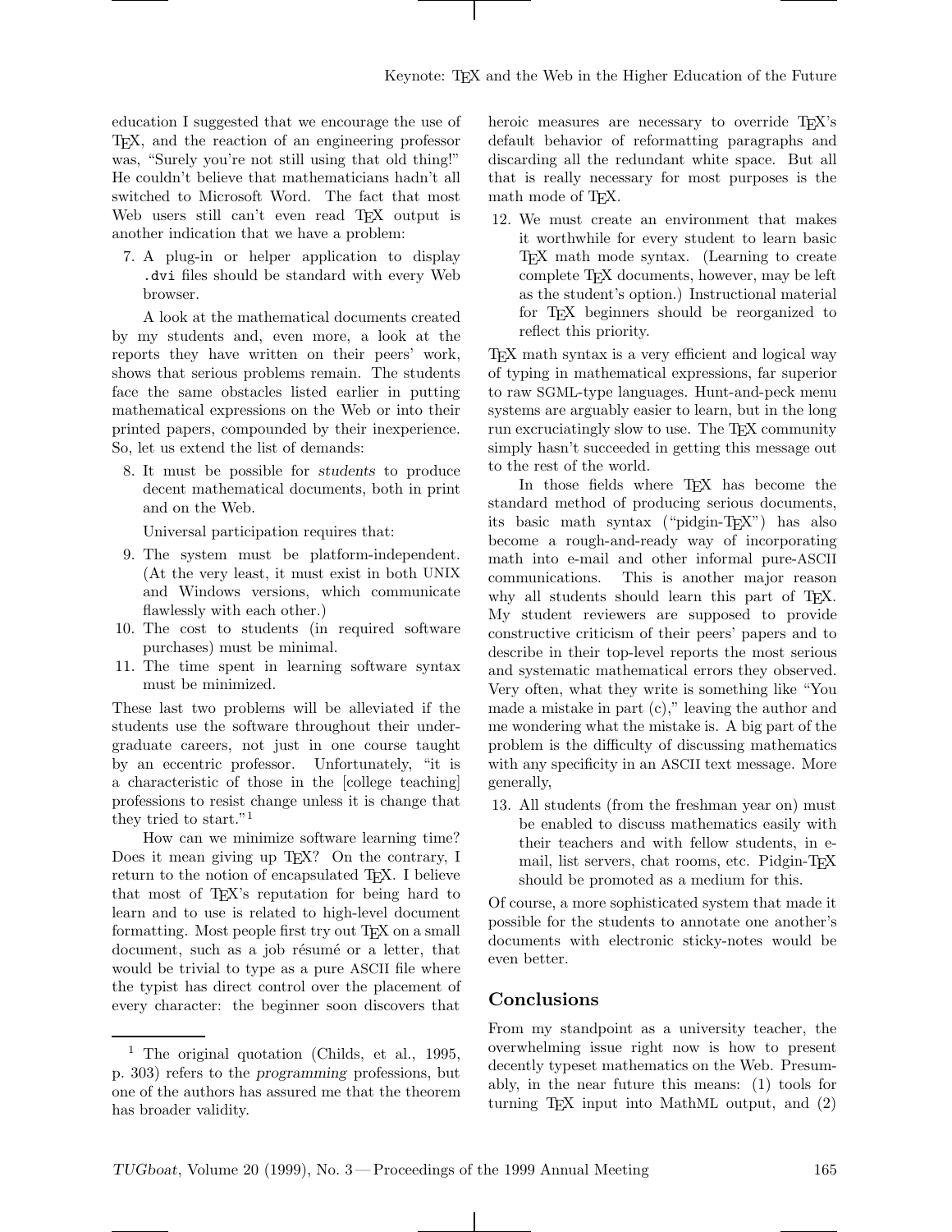education I suggested that we encourage the use of TeX, and the reaction of an engineering professor was, "Surely you're not still using that old thing!" He couldn't believe that mathematicians hadn't all switched to Microsoft Word. The fact that most Web users still can't even read TeX output is another indication that we have a problem:

7. A plug-in or helper application to display `.dvi` files should be standard with every Web browser.

A look at the mathematical documents created by my students and, even more, a look at the reports they have written on their peers' work, shows that serious problems remain. The students face the same obstacles listed earlier in putting mathematical expressions on the Web or into their printed papers, compounded by their inexperience. So, let us extend the list of demands:

8. It must be possible for *students* to produce decent mathematical documents, both in print and on the Web.

   Universal participation requires that:

9. The system must be platform-independent. (At the very least, it must exist in both UNIX and Windows versions, which communicate flawlessly with each other.)
10. The cost to students (in required software purchases) must be minimal.
11. The time spent in learning software syntax must be minimized.

These last two problems will be alleviated if the students use the software throughout their undergraduate careers, not just in one course taught by an eccentric professor. Unfortunately, "it is a characteristic of those in the [college teaching] professions to resist change unless it is change that they tried to start."[1]

How can we minimize software learning time? Does it mean giving up TeX? On the contrary, I return to the notion of encapsulated TeX. I believe that most of TeX's reputation for being hard to learn and to use is related to high-level document formatting. Most people first try out TeX on a small document, such as a job résumé or a letter, that would be trivial to type as a pure ASCII file where the typist has direct control over the placement of every character: the beginner soon discovers that heroic measures are necessary to override TeX's default behavior of reformatting paragraphs and discarding all the redundant white space. But all that is really necessary for most purposes is the math mode of TeX.

12. We must create an environment that makes it worthwhile for every student to learn basic TeX math mode syntax. (Learning to create complete TeX documents, however, may be left as the student's option.) Instructional material for TeX beginners should be reorganized to reflect this priority.

TeX math syntax is a very efficient and logical way of typing in mathematical expressions, far superior to raw SGML-type languages. Hunt-and-peck menu systems are arguably easier to learn, but in the long run excruciatingly slow to use. The TeX community simply hasn't succeeded in getting this message out to the rest of the world.

In those fields where TeX has become the standard method of producing serious documents, its basic math syntax ("pidgin-TeX") has also become a rough-and-ready way of incorporating math into e-mail and other informal pure-ASCII communications. This is another major reason why all students should learn this part of TeX. My student reviewers are supposed to provide constructive criticism of their peers' papers and to describe in their top-level reports the most serious and systematic mathematical errors they observed. Very often, what they write is something like "You made a mistake in part (c)," leaving the author and me wondering what the mistake is. A big part of the problem is the difficulty of discussing mathematics with any specificity in an ASCII text message. More generally,

13. All students (from the freshman year on) must be enabled to discuss mathematics easily with their teachers and with fellow students, in e-mail, list servers, chat rooms, etc. Pidgin-TeX should be promoted as a medium for this.

Of course, a more sophisticated system that made it possible for the students to annotate one another's documents with electronic sticky-notes would be even better.

## Conclusions

From my standpoint as a university teacher, the overwhelming issue right now is how to present decently typeset mathematics on the Web. Presumably, in the near future this means: (1) tools for turning TeX input into MathML output, and (2)

---

[1] The original quotation (Childs, et al., 1995, p. 303) refers to the *programming* professions, but one of the authors has assured me that the theorem has broader validity.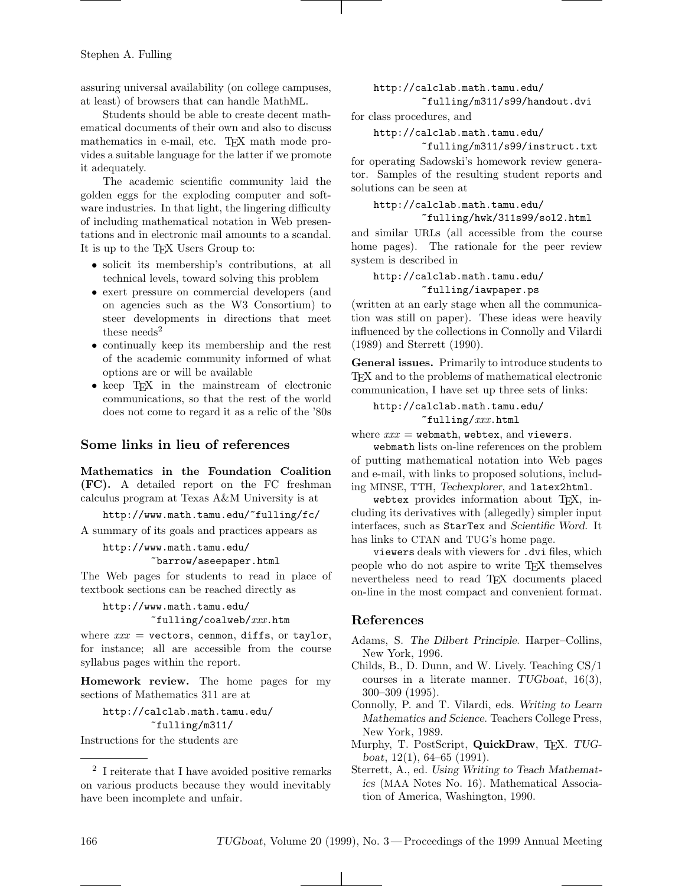assuring universal availability (on college campuses, at least) of browsers that can handle MathML.

Students should be able to create decent mathematical documents of their own and also to discuss mathematics in e-mail, etc. TEX math mode provides a suitable language for the latter if we promote it adequately.

The academic scientific community laid the golden eggs for the exploding computer and software industries. In that light, the lingering difficulty of including mathematical notation in Web presentations and in electronic mail amounts to a scandal. It is up to the TEX Users Group to:

- solicit its membership's contributions, at all technical levels, toward solving this problem
- exert pressure on commercial developers (and on agencies such as the W3 Consortium) to steer developments in directions that meet these needs[2]
- continually keep its membership and the rest of the academic community informed of what options are or will be available
- keep TEX in the mainstream of electronic communications, so that the rest of the world does not come to regard it as a relic of the '80s

## Some links in lieu of references

**Mathematics in the Foundation Coalition (FC).** A detailed report on the FC freshman calculus program at Texas A&M University is at

`http://www.math.tamu.edu/~fulling/fc/`

A summary of its goals and practices appears as

`http://www.math.tamu.edu/~barrow/aseepaper.html`

The Web pages for students to read in place of textbook sections can be reached directly as

`http://www.math.tamu.edu/~fulling/coalweb/xxx.htm`

where *xxx* = `vectors`, `cenmon`, `diffs`, or `taylor`, for instance; all are accessible from the course syllabus pages within the report.

**Homework review.** The home pages for my sections of Mathematics 311 are at

`http://calclab.math.tamu.edu/~fulling/m311/`

Instructions for the students are

`http://calclab.math.tamu.edu/~fulling/m311/s99/handout.dvi`

for class procedures, and

`http://calclab.math.tamu.edu/~fulling/m311/s99/instruct.txt`

for operating Sadowski's homework review generator. Samples of the resulting student reports and solutions can be seen at

`http://calclab.math.tamu.edu/~fulling/hwk/311s99/sol2.html`

and similar URLs (all accessible from the course home pages). The rationale for the peer review system is described in

`http://calclab.math.tamu.edu/~fulling/iawpaper.ps`

(written at an early stage when all the communication was still on paper). These ideas were heavily influenced by the collections in Connolly and Vilardi (1989) and Sterrett (1990).

**General issues.** Primarily to introduce students to TEX and to the problems of mathematical electronic communication, I have set up three sets of links:

`http://calclab.math.tamu.edu/~fulling/xxx.html`

where *xxx* = `webmath`, `webtex`, and `viewers`.

`webmath` lists on-line references on the problem of putting mathematical notation into Web pages and e-mail, with links to proposed solutions, including MINSE, TTH, *Techexplorer*, and `latex2html`.

`webtex` provides information about TEX, including its derivatives with (allegedly) simpler input interfaces, such as `StarTex` and *Scientific Word*. It has links to CTAN and TUG's home page.

`viewers` deals with viewers for `.dvi` files, which people who do not aspire to write TEX themselves nevertheless need to read TEX documents placed on-line in the most compact and convenient format.

## References

Adams, S. *The Dilbert Principle*. Harper–Collins, New York, 1996.

Childs, B., D. Dunn, and W. Lively. Teaching CS/1 courses in a literate manner. *TUGboat*, 16(3), 300–309 (1995).

Connolly, P. and T. Vilardi, eds. *Writing to Learn Mathematics and Science*. Teachers College Press, New York, 1989.

Murphy, T. PostScript, **QuickDraw**, TEX. *TUGboat*, 12(1), 64–65 (1991).

Sterrett, A., ed. *Using Writing to Teach Mathematics* (MAA Notes No. 16). Mathematical Association of America, Washington, 1990.

[2] I reiterate that I have avoided positive remarks on various products because they would inevitably have been incomplete and unfair.